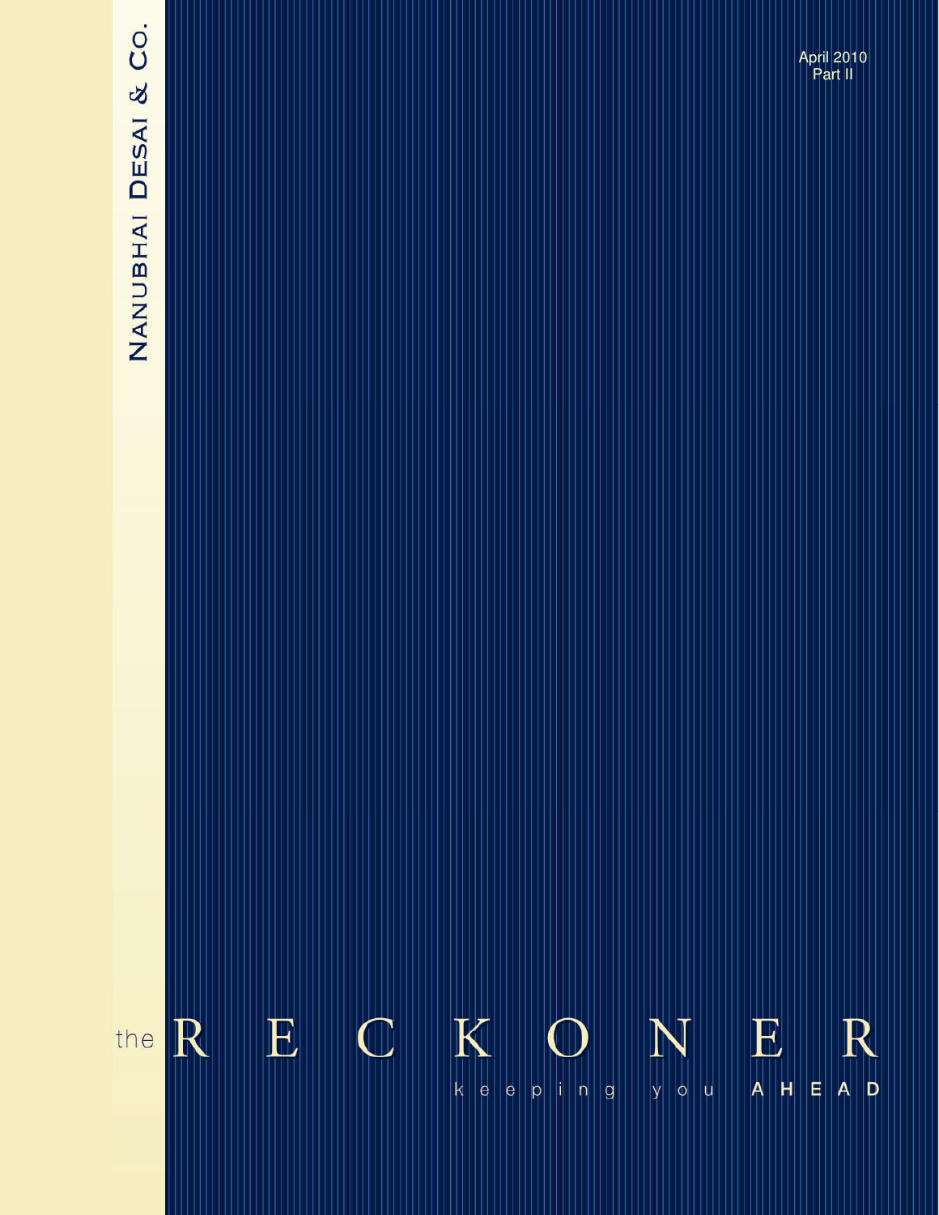# Nanubhai Desai & Co.

April 2010
Part II

# the RECKONER

keeping you AHEAD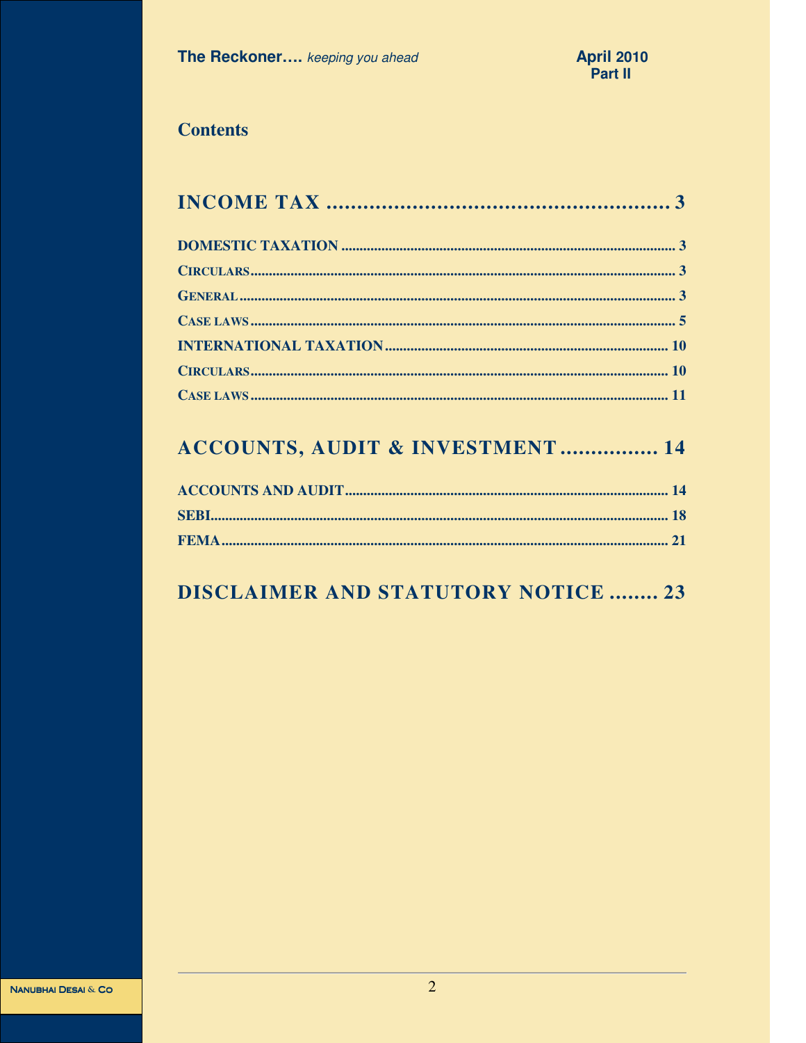## Contents

# INCOME TAX ........................................................ 3

DOMESTIC TAXATION ........................................................ 3

CIRCULARS ........................................................ 3

GENERAL ........................................................ 3

CASE LAWS ........................................................ 5

INTERNATIONAL TAXATION ........................................................ 10

CIRCULARS ........................................................ 10

CASE LAWS ........................................................ 11

# ACCOUNTS, AUDIT & INVESTMENT ................ 14

ACCOUNTS AND AUDIT ........................................................ 14

SEBI ........................................................ 18

FEMA ........................................................ 21

# DISCLAIMER AND STATUTORY NOTICE ........ 23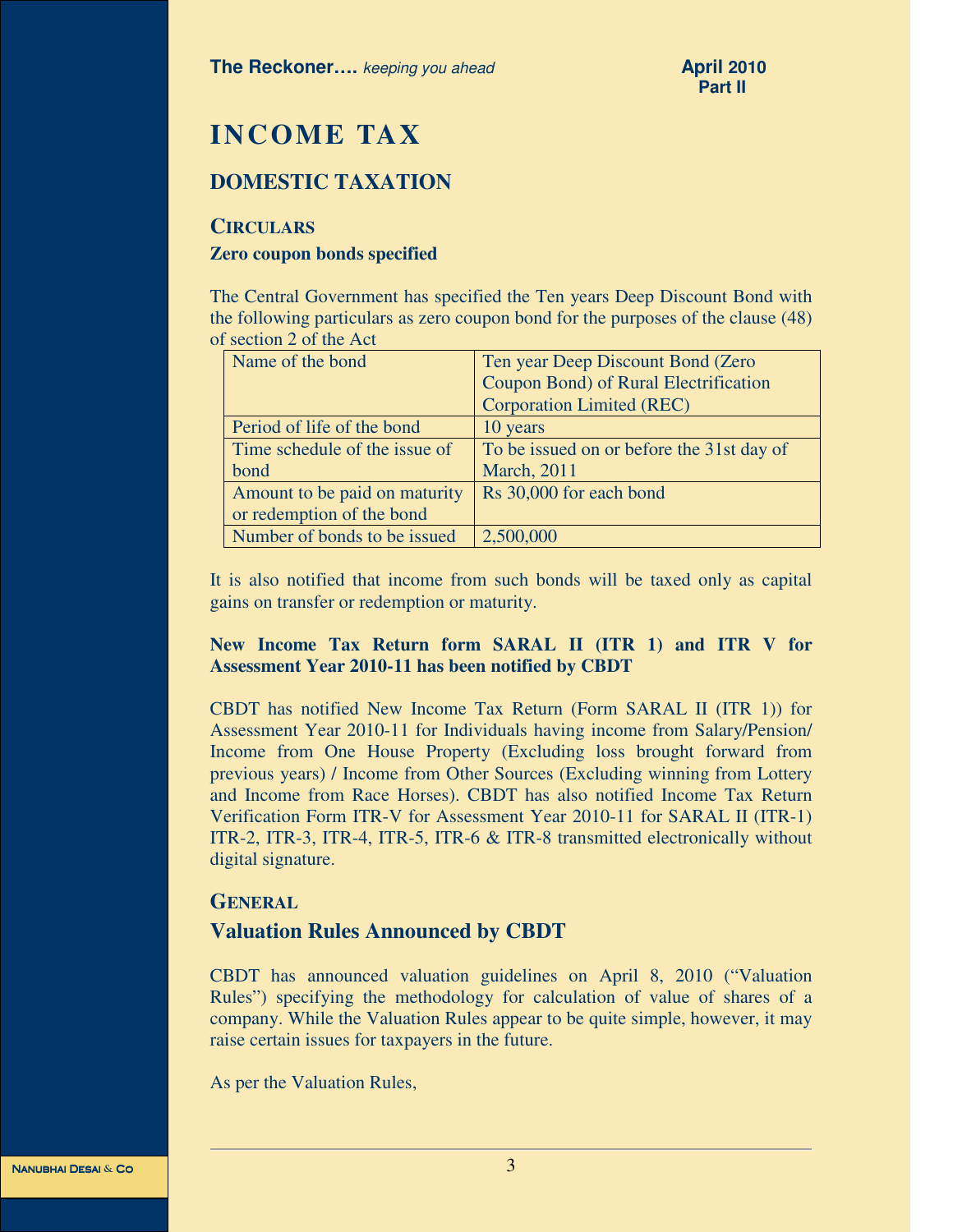# INCOME TAX

## DOMESTIC TAXATION

### CIRCULARS

**Zero coupon bonds specified**

The Central Government has specified the Ten years Deep Discount Bond with the following particulars as zero coupon bond for the purposes of the clause (48) of section 2 of the Act

| Name of the bond | Ten year Deep Discount Bond (Zero Coupon Bond) of Rural Electrification Corporation Limited (REC) |
|---|---|
| Period of life of the bond | 10 years |
| Time schedule of the issue of bond | To be issued on or before the 31st day of March, 2011 |
| Amount to be paid on maturity or redemption of the bond | Rs 30,000 for each bond |
| Number of bonds to be issued | 2,500,000 |

It is also notified that income from such bonds will be taxed only as capital gains on transfer or redemption or maturity.

**New Income Tax Return form SARAL II (ITR 1) and ITR V for Assessment Year 2010-11 has been notified by CBDT**

CBDT has notified New Income Tax Return (Form SARAL II (ITR 1)) for Assessment Year 2010-11 for Individuals having income from Salary/Pension/ Income from One House Property (Excluding loss brought forward from previous years) / Income from Other Sources (Excluding winning from Lottery and Income from Race Horses). CBDT has also notified Income Tax Return Verification Form ITR-V for Assessment Year 2010-11 for SARAL II (ITR-1) ITR-2, ITR-3, ITR-4, ITR-5, ITR-6 & ITR-8 transmitted electronically without digital signature.

### GENERAL

### Valuation Rules Announced by CBDT

CBDT has announced valuation guidelines on April 8, 2010 ("Valuation Rules") specifying the methodology for calculation of value of shares of a company. While the Valuation Rules appear to be quite simple, however, it may raise certain issues for taxpayers in the future.

As per the Valuation Rules,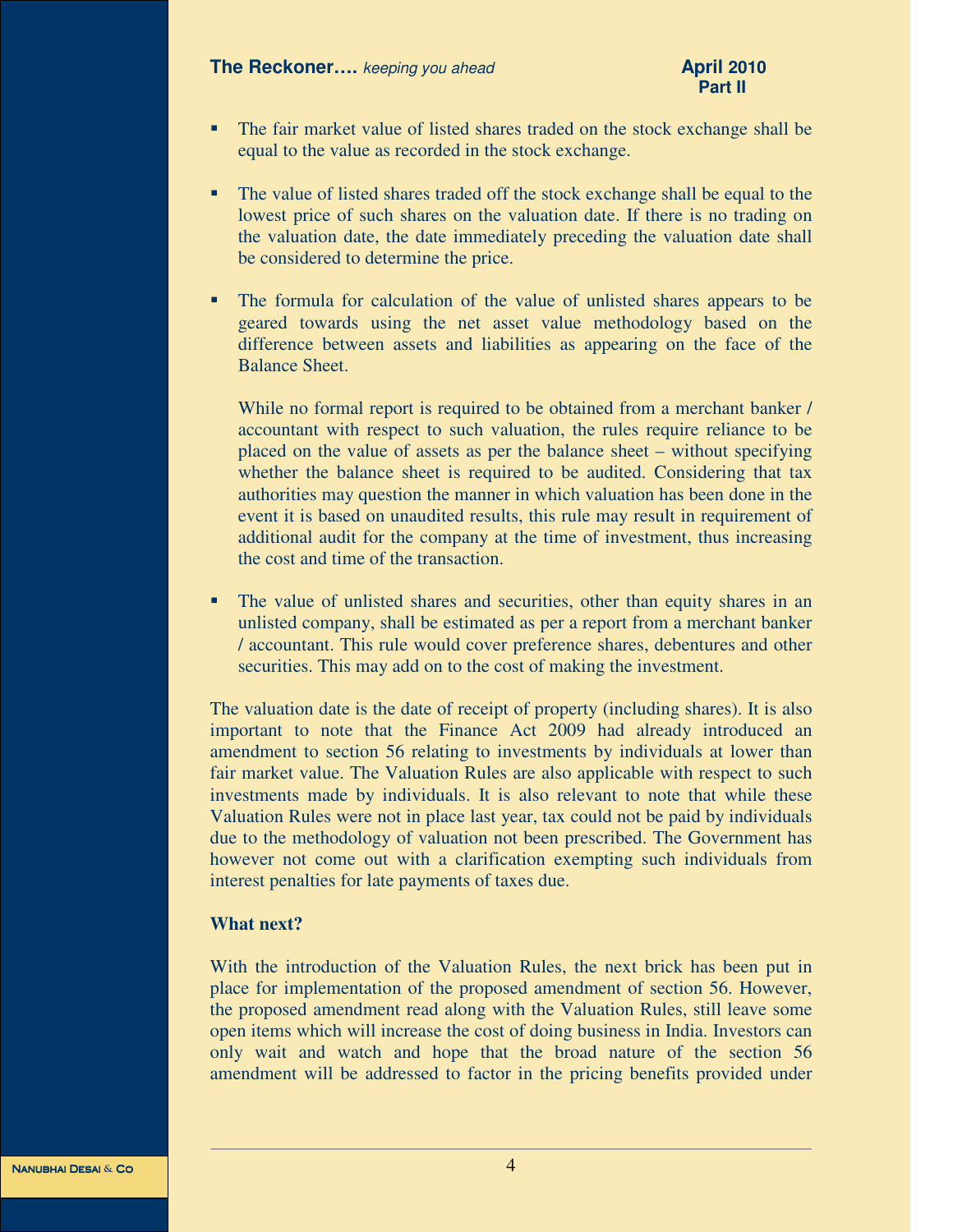- The fair market value of listed shares traded on the stock exchange shall be equal to the value as recorded in the stock exchange.

- The value of listed shares traded off the stock exchange shall be equal to the lowest price of such shares on the valuation date. If there is no trading on the valuation date, the date immediately preceding the valuation date shall be considered to determine the price.

- The formula for calculation of the value of unlisted shares appears to be geared towards using the net asset value methodology based on the difference between assets and liabilities as appearing on the face of the Balance Sheet.

  While no formal report is required to be obtained from a merchant banker / accountant with respect to such valuation, the rules require reliance to be placed on the value of assets as per the balance sheet – without specifying whether the balance sheet is required to be audited. Considering that tax authorities may question the manner in which valuation has been done in the event it is based on unaudited results, this rule may result in requirement of additional audit for the company at the time of investment, thus increasing the cost and time of the transaction.

- The value of unlisted shares and securities, other than equity shares in an unlisted company, shall be estimated as per a report from a merchant banker / accountant. This rule would cover preference shares, debentures and other securities. This may add on to the cost of making the investment.

The valuation date is the date of receipt of property (including shares). It is also important to note that the Finance Act 2009 had already introduced an amendment to section 56 relating to investments by individuals at lower than fair market value. The Valuation Rules are also applicable with respect to such investments made by individuals. It is also relevant to note that while these Valuation Rules were not in place last year, tax could not be paid by individuals due to the methodology of valuation not been prescribed. The Government has however not come out with a clarification exempting such individuals from interest penalties for late payments of taxes due.

**What next?**

With the introduction of the Valuation Rules, the next brick has been put in place for implementation of the proposed amendment of section 56. However, the proposed amendment read along with the Valuation Rules, still leave some open items which will increase the cost of doing business in India. Investors can only wait and watch and hope that the broad nature of the section 56 amendment will be addressed to factor in the pricing benefits provided under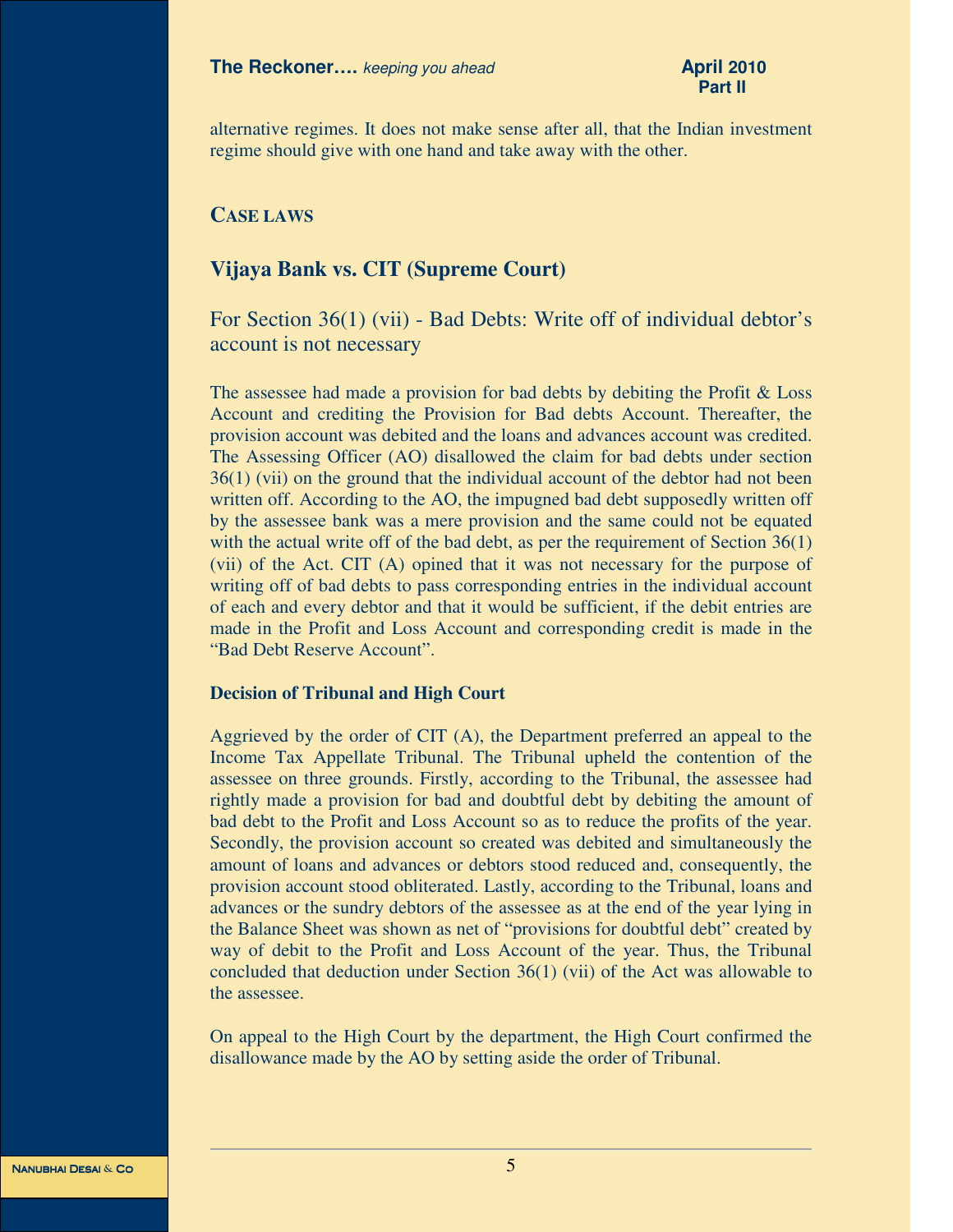alternative regimes. It does not make sense after all, that the Indian investment regime should give with one hand and take away with the other.

## CASE LAWS

## Vijaya Bank vs. CIT (Supreme Court)

### For Section 36(1) (vii) - Bad Debts: Write off of individual debtor's account is not necessary

The assessee had made a provision for bad debts by debiting the Profit & Loss Account and crediting the Provision for Bad debts Account. Thereafter, the provision account was debited and the loans and advances account was credited. The Assessing Officer (AO) disallowed the claim for bad debts under section 36(1) (vii) on the ground that the individual account of the debtor had not been written off. According to the AO, the impugned bad debt supposedly written off by the assessee bank was a mere provision and the same could not be equated with the actual write off of the bad debt, as per the requirement of Section 36(1) (vii) of the Act. CIT (A) opined that it was not necessary for the purpose of writing off of bad debts to pass corresponding entries in the individual account of each and every debtor and that it would be sufficient, if the debit entries are made in the Profit and Loss Account and corresponding credit is made in the "Bad Debt Reserve Account".

**Decision of Tribunal and High Court**

Aggrieved by the order of CIT (A), the Department preferred an appeal to the Income Tax Appellate Tribunal. The Tribunal upheld the contention of the assessee on three grounds. Firstly, according to the Tribunal, the assessee had rightly made a provision for bad and doubtful debt by debiting the amount of bad debt to the Profit and Loss Account so as to reduce the profits of the year. Secondly, the provision account so created was debited and simultaneously the amount of loans and advances or debtors stood reduced and, consequently, the provision account stood obliterated. Lastly, according to the Tribunal, loans and advances or the sundry debtors of the assessee as at the end of the year lying in the Balance Sheet was shown as net of "provisions for doubtful debt" created by way of debit to the Profit and Loss Account of the year. Thus, the Tribunal concluded that deduction under Section 36(1) (vii) of the Act was allowable to the assessee.

On appeal to the High Court by the department, the High Court confirmed the disallowance made by the AO by setting aside the order of Tribunal.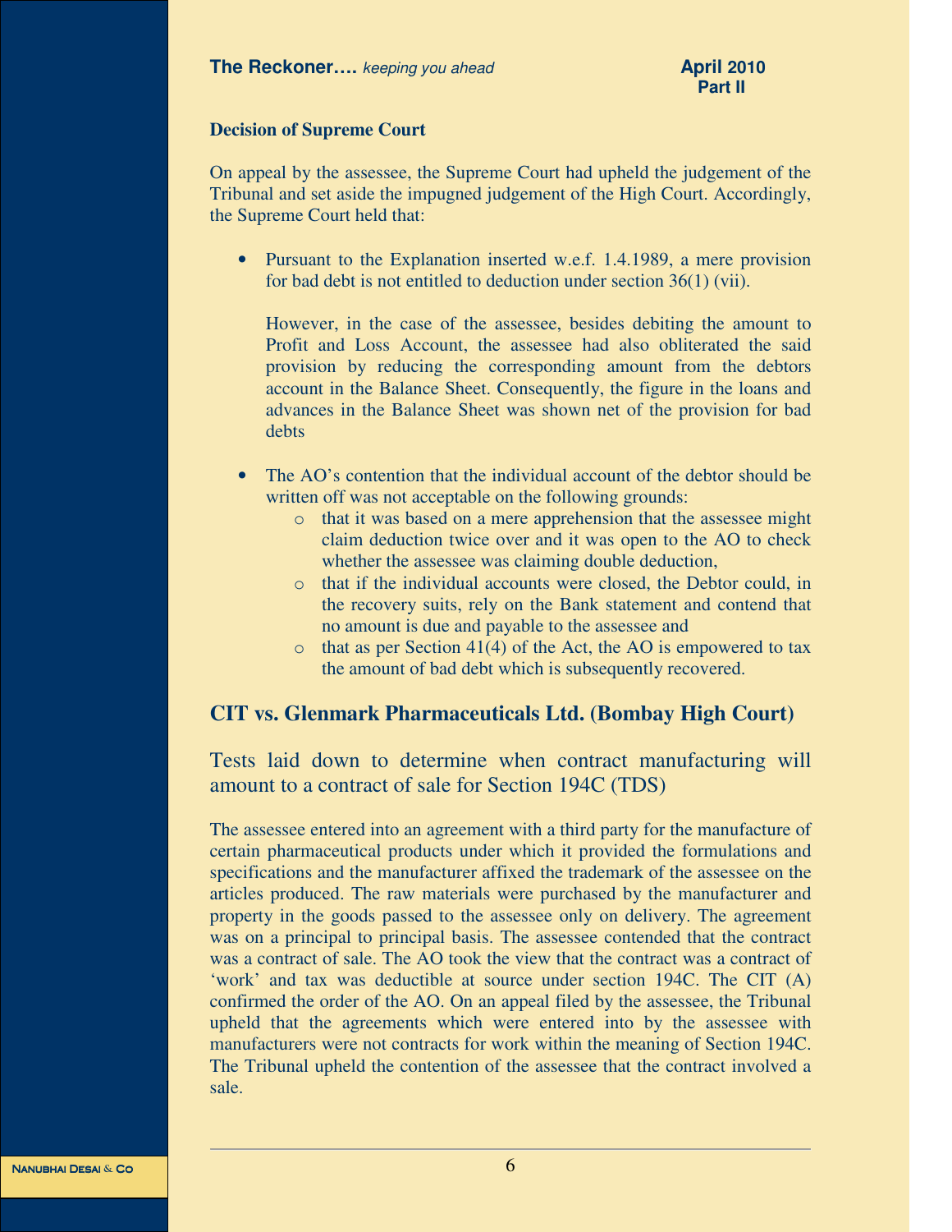**Decision of Supreme Court**

On appeal by the assessee, the Supreme Court had upheld the judgement of the Tribunal and set aside the impugned judgement of the High Court. Accordingly, the Supreme Court held that:

- Pursuant to the Explanation inserted w.e.f. 1.4.1989, a mere provision for bad debt is not entitled to deduction under section 36(1) (vii).

  However, in the case of the assessee, besides debiting the amount to Profit and Loss Account, the assessee had also obliterated the said provision by reducing the corresponding amount from the debtors account in the Balance Sheet. Consequently, the figure in the loans and advances in the Balance Sheet was shown net of the provision for bad debts

- The AO's contention that the individual account of the debtor should be written off was not acceptable on the following grounds:
  - that it was based on a mere apprehension that the assessee might claim deduction twice over and it was open to the AO to check whether the assessee was claiming double deduction,
  - that if the individual accounts were closed, the Debtor could, in the recovery suits, rely on the Bank statement and contend that no amount is due and payable to the assessee and
  - that as per Section 41(4) of the Act, the AO is empowered to tax the amount of bad debt which is subsequently recovered.

## CIT vs. Glenmark Pharmaceuticals Ltd. (Bombay High Court)

### Tests laid down to determine when contract manufacturing will amount to a contract of sale for Section 194C (TDS)

The assessee entered into an agreement with a third party for the manufacture of certain pharmaceutical products under which it provided the formulations and specifications and the manufacturer affixed the trademark of the assessee on the articles produced. The raw materials were purchased by the manufacturer and property in the goods passed to the assessee only on delivery. The agreement was on a principal to principal basis. The assessee contended that the contract was a contract of sale. The AO took the view that the contract was a contract of 'work' and tax was deductible at source under section 194C. The CIT (A) confirmed the order of the AO. On an appeal filed by the assessee, the Tribunal upheld that the agreements which were entered into by the assessee with manufacturers were not contracts for work within the meaning of Section 194C. The Tribunal upheld the contention of the assessee that the contract involved a sale.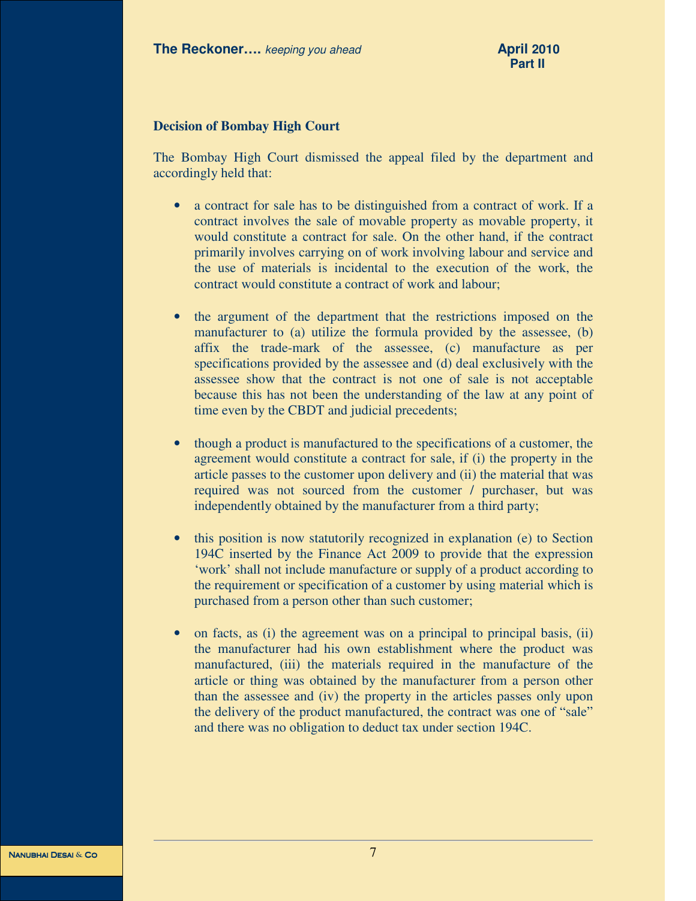### Decision of Bombay High Court

The Bombay High Court dismissed the appeal filed by the department and accordingly held that:

- a contract for sale has to be distinguished from a contract of work. If a contract involves the sale of movable property as movable property, it would constitute a contract for sale. On the other hand, if the contract primarily involves carrying on of work involving labour and service and the use of materials is incidental to the execution of the work, the contract would constitute a contract of work and labour;

- the argument of the department that the restrictions imposed on the manufacturer to (a) utilize the formula provided by the assessee, (b) affix the trade-mark of the assessee, (c) manufacture as per specifications provided by the assessee and (d) deal exclusively with the assessee show that the contract is not one of sale is not acceptable because this has not been the understanding of the law at any point of time even by the CBDT and judicial precedents;

- though a product is manufactured to the specifications of a customer, the agreement would constitute a contract for sale, if (i) the property in the article passes to the customer upon delivery and (ii) the material that was required was not sourced from the customer / purchaser, but was independently obtained by the manufacturer from a third party;

- this position is now statutorily recognized in explanation (e) to Section 194C inserted by the Finance Act 2009 to provide that the expression 'work' shall not include manufacture or supply of a product according to the requirement or specification of a customer by using material which is purchased from a person other than such customer;

- on facts, as (i) the agreement was on a principal to principal basis, (ii) the manufacturer had his own establishment where the product was manufactured, (iii) the materials required in the manufacture of the article or thing was obtained by the manufacturer from a person other than the assessee and (iv) the property in the articles passes only upon the delivery of the product manufactured, the contract was one of "sale" and there was no obligation to deduct tax under section 194C.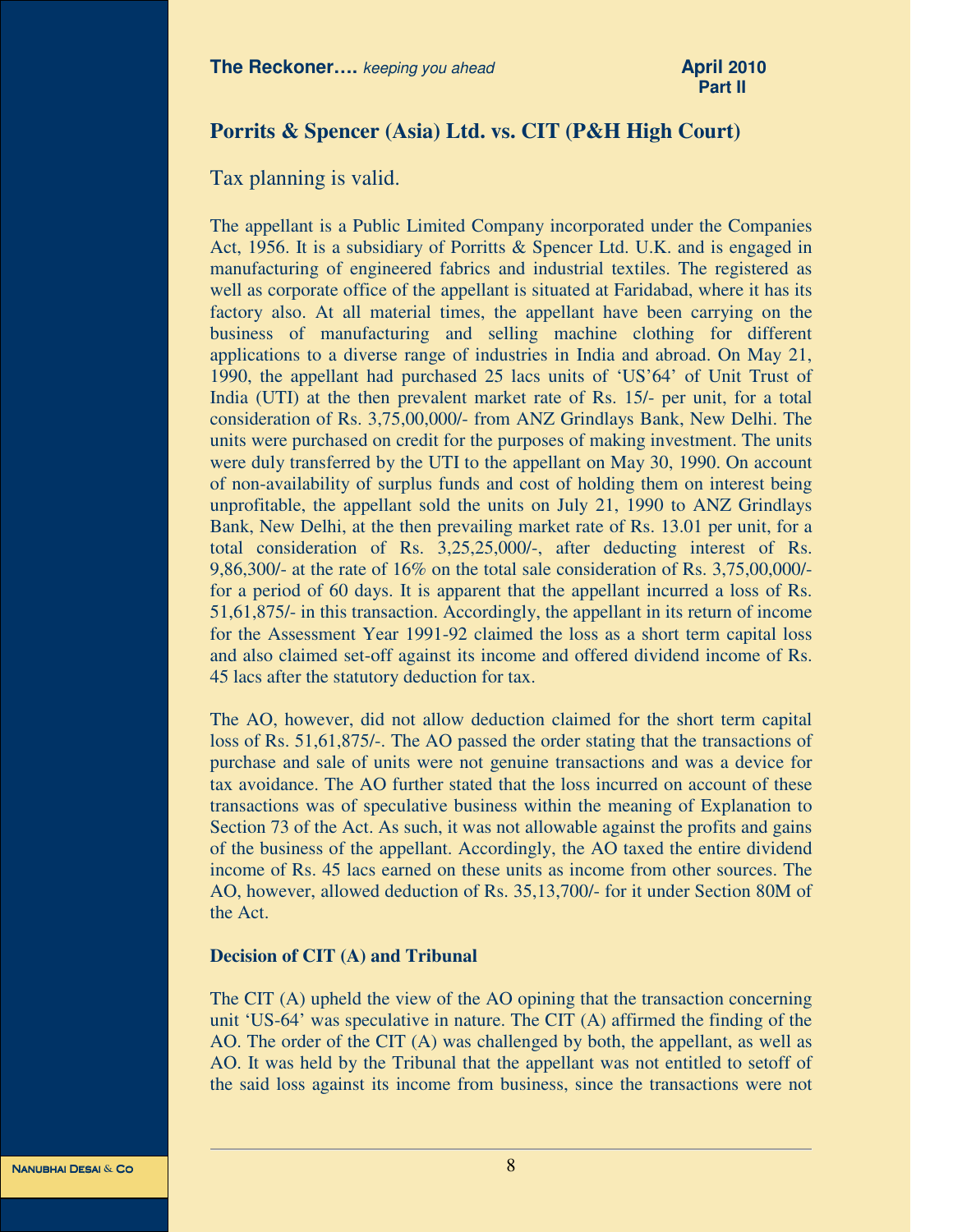## Porrits & Spencer (Asia) Ltd. vs. CIT (P&H High Court)

Tax planning is valid.

The appellant is a Public Limited Company incorporated under the Companies Act, 1956. It is a subsidiary of Porritts & Spencer Ltd. U.K. and is engaged in manufacturing of engineered fabrics and industrial textiles. The registered as well as corporate office of the appellant is situated at Faridabad, where it has its factory also. At all material times, the appellant have been carrying on the business of manufacturing and selling machine clothing for different applications to a diverse range of industries in India and abroad. On May 21, 1990, the appellant had purchased 25 lacs units of 'US'64' of Unit Trust of India (UTI) at the then prevalent market rate of Rs. 15/- per unit, for a total consideration of Rs. 3,75,00,000/- from ANZ Grindlays Bank, New Delhi. The units were purchased on credit for the purposes of making investment. The units were duly transferred by the UTI to the appellant on May 30, 1990. On account of non-availability of surplus funds and cost of holding them on interest being unprofitable, the appellant sold the units on July 21, 1990 to ANZ Grindlays Bank, New Delhi, at the then prevailing market rate of Rs. 13.01 per unit, for a total consideration of Rs. 3,25,25,000/-, after deducting interest of Rs. 9,86,300/- at the rate of 16% on the total sale consideration of Rs. 3,75,00,000/- for a period of 60 days. It is apparent that the appellant incurred a loss of Rs. 51,61,875/- in this transaction. Accordingly, the appellant in its return of income for the Assessment Year 1991-92 claimed the loss as a short term capital loss and also claimed set-off against its income and offered dividend income of Rs. 45 lacs after the statutory deduction for tax.

The AO, however, did not allow deduction claimed for the short term capital loss of Rs. 51,61,875/-. The AO passed the order stating that the transactions of purchase and sale of units were not genuine transactions and was a device for tax avoidance. The AO further stated that the loss incurred on account of these transactions was of speculative business within the meaning of Explanation to Section 73 of the Act. As such, it was not allowable against the profits and gains of the business of the appellant. Accordingly, the AO taxed the entire dividend income of Rs. 45 lacs earned on these units as income from other sources. The AO, however, allowed deduction of Rs. 35,13,700/- for it under Section 80M of the Act.

**Decision of CIT (A) and Tribunal**

The CIT (A) upheld the view of the AO opining that the transaction concerning unit 'US-64' was speculative in nature. The CIT (A) affirmed the finding of the AO. The order of the CIT (A) was challenged by both, the appellant, as well as AO. It was held by the Tribunal that the appellant was not entitled to setoff of the said loss against its income from business, since the transactions were not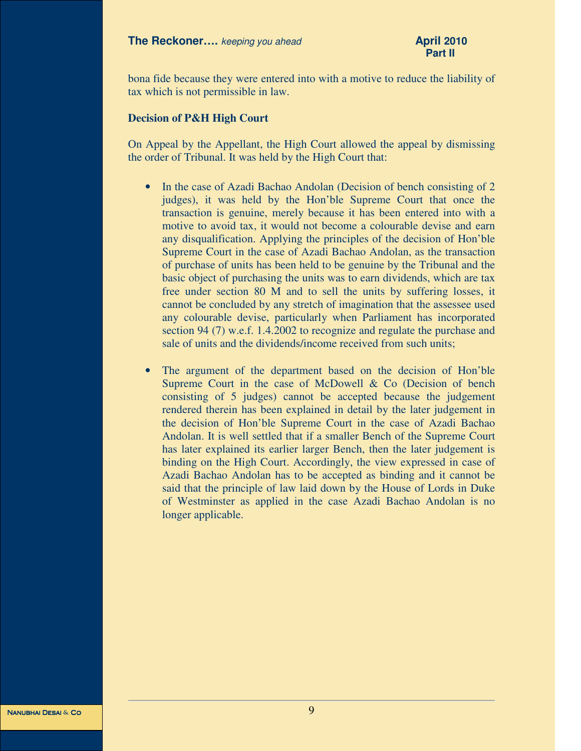bona fide because they were entered into with a motive to reduce the liability of tax which is not permissible in law.

**Decision of P&H High Court**

On Appeal by the Appellant, the High Court allowed the appeal by dismissing the order of Tribunal. It was held by the High Court that:

- In the case of Azadi Bachao Andolan (Decision of bench consisting of 2 judges), it was held by the Hon'ble Supreme Court that once the transaction is genuine, merely because it has been entered into with a motive to avoid tax, it would not become a colourable devise and earn any disqualification. Applying the principles of the decision of Hon'ble Supreme Court in the case of Azadi Bachao Andolan, as the transaction of purchase of units has been held to be genuine by the Tribunal and the basic object of purchasing the units was to earn dividends, which are tax free under section 80 M and to sell the units by suffering losses, it cannot be concluded by any stretch of imagination that the assessee used any colourable devise, particularly when Parliament has incorporated section 94 (7) w.e.f. 1.4.2002 to recognize and regulate the purchase and sale of units and the dividends/income received from such units;

- The argument of the department based on the decision of Hon'ble Supreme Court in the case of McDowell & Co (Decision of bench consisting of 5 judges) cannot be accepted because the judgement rendered therein has been explained in detail by the later judgement in the decision of Hon'ble Supreme Court in the case of Azadi Bachao Andolan. It is well settled that if a smaller Bench of the Supreme Court has later explained its earlier larger Bench, then the later judgement is binding on the High Court. Accordingly, the view expressed in case of Azadi Bachao Andolan has to be accepted as binding and it cannot be said that the principle of law laid down by the House of Lords in Duke of Westminster as applied in the case Azadi Bachao Andolan is no longer applicable.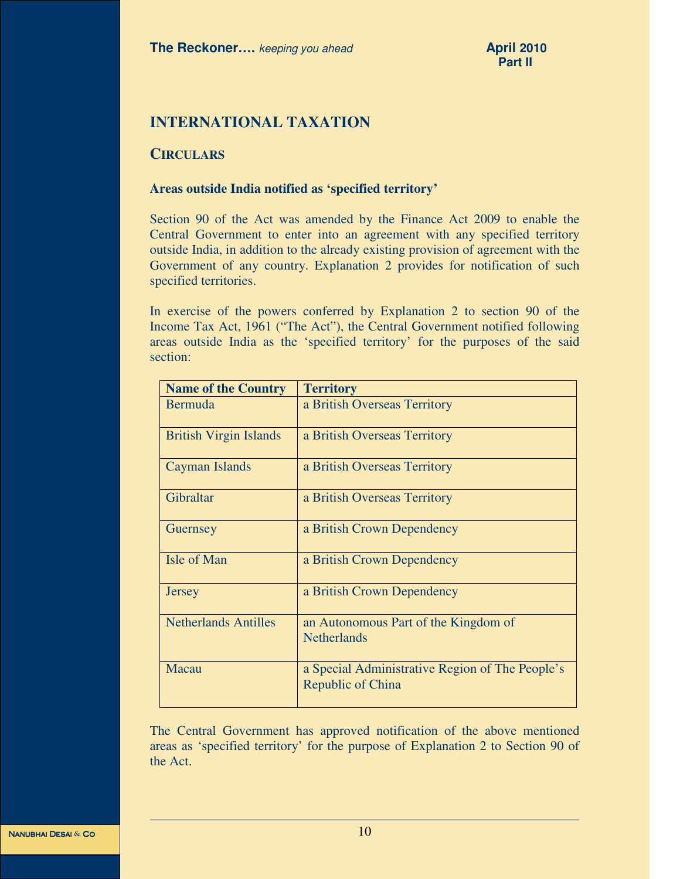## INTERNATIONAL TAXATION

### CIRCULARS

**Areas outside India notified as 'specified territory'**

Section 90 of the Act was amended by the Finance Act 2009 to enable the Central Government to enter into an agreement with any specified territory outside India, in addition to the already existing provision of agreement with the Government of any country. Explanation 2 provides for notification of such specified territories.

In exercise of the powers conferred by Explanation 2 to section 90 of the Income Tax Act, 1961 ("The Act"), the Central Government notified following areas outside India as the 'specified territory' for the purposes of the said section:

| Name of the Country | Territory |
|---|---|
| Bermuda | a British Overseas Territory |
| British Virgin Islands | a British Overseas Territory |
| Cayman Islands | a British Overseas Territory |
| Gibraltar | a British Overseas Territory |
| Guernsey | a British Crown Dependency |
| Isle of Man | a British Crown Dependency |
| Jersey | a British Crown Dependency |
| Netherlands Antilles | an Autonomous Part of the Kingdom of Netherlands |
| Macau | a Special Administrative Region of The People's Republic of China |

The Central Government has approved notification of the above mentioned areas as 'specified territory' for the purpose of Explanation 2 to Section 90 of the Act.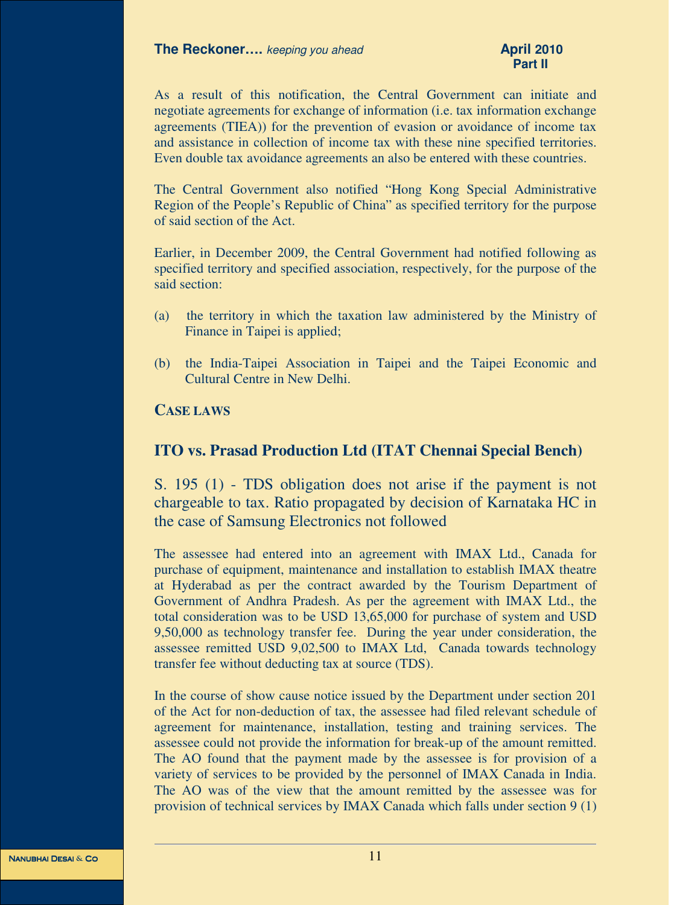As a result of this notification, the Central Government can initiate and negotiate agreements for exchange of information (i.e. tax information exchange agreements (TIEA)) for the prevention of evasion or avoidance of income tax and assistance in collection of income tax with these nine specified territories. Even double tax avoidance agreements an also be entered with these countries.

The Central Government also notified "Hong Kong Special Administrative Region of the People's Republic of China" as specified territory for the purpose of said section of the Act.

Earlier, in December 2009, the Central Government had notified following as specified territory and specified association, respectively, for the purpose of the said section:

(a) the territory in which the taxation law administered by the Ministry of Finance in Taipei is applied;

(b) the India-Taipei Association in Taipei and the Taipei Economic and Cultural Centre in New Delhi.

## CASE LAWS

### ITO vs. Prasad Production Ltd (ITAT Chennai Special Bench)

S. 195 (1) - TDS obligation does not arise if the payment is not chargeable to tax. Ratio propagated by decision of Karnataka HC in the case of Samsung Electronics not followed

The assessee had entered into an agreement with IMAX Ltd., Canada for purchase of equipment, maintenance and installation to establish IMAX theatre at Hyderabad as per the contract awarded by the Tourism Department of Government of Andhra Pradesh. As per the agreement with IMAX Ltd., the total consideration was to be USD 13,65,000 for purchase of system and USD 9,50,000 as technology transfer fee. During the year under consideration, the assessee remitted USD 9,02,500 to IMAX Ltd, Canada towards technology transfer fee without deducting tax at source (TDS).

In the course of show cause notice issued by the Department under section 201 of the Act for non-deduction of tax, the assessee had filed relevant schedule of agreement for maintenance, installation, testing and training services. The assessee could not provide the information for break-up of the amount remitted. The AO found that the payment made by the assessee is for provision of a variety of services to be provided by the personnel of IMAX Canada in India. The AO was of the view that the amount remitted by the assessee was for provision of technical services by IMAX Canada which falls under section 9 (1)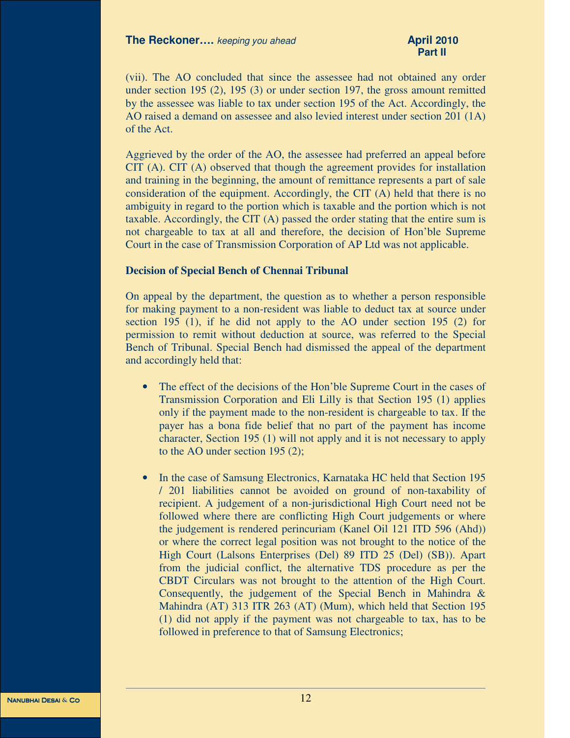(vii). The AO concluded that since the assessee had not obtained any order under section 195 (2), 195 (3) or under section 197, the gross amount remitted by the assessee was liable to tax under section 195 of the Act. Accordingly, the AO raised a demand on assessee and also levied interest under section 201 (1A) of the Act.

Aggrieved by the order of the AO, the assessee had preferred an appeal before CIT (A). CIT (A) observed that though the agreement provides for installation and training in the beginning, the amount of remittance represents a part of sale consideration of the equipment. Accordingly, the CIT (A) held that there is no ambiguity in regard to the portion which is taxable and the portion which is not taxable. Accordingly, the CIT (A) passed the order stating that the entire sum is not chargeable to tax at all and therefore, the decision of Hon'ble Supreme Court in the case of Transmission Corporation of AP Ltd was not applicable.

**Decision of Special Bench of Chennai Tribunal**

On appeal by the department, the question as to whether a person responsible for making payment to a non-resident was liable to deduct tax at source under section 195 (1), if he did not apply to the AO under section 195 (2) for permission to remit without deduction at source, was referred to the Special Bench of Tribunal. Special Bench had dismissed the appeal of the department and accordingly held that:

- The effect of the decisions of the Hon'ble Supreme Court in the cases of Transmission Corporation and Eli Lilly is that Section 195 (1) applies only if the payment made to the non-resident is chargeable to tax. If the payer has a bona fide belief that no part of the payment has income character, Section 195 (1) will not apply and it is not necessary to apply to the AO under section 195 (2);

- In the case of Samsung Electronics, Karnataka HC held that Section 195 / 201 liabilities cannot be avoided on ground of non-taxability of recipient. A judgement of a non-jurisdictional High Court need not be followed where there are conflicting High Court judgements or where the judgement is rendered perincuriam (Kanel Oil 121 ITD 596 (Ahd)) or where the correct legal position was not brought to the notice of the High Court (Lalsons Enterprises (Del) 89 ITD 25 (Del) (SB)). Apart from the judicial conflict, the alternative TDS procedure as per the CBDT Circulars was not brought to the attention of the High Court. Consequently, the judgement of the Special Bench in Mahindra & Mahindra (AT) 313 ITR 263 (AT) (Mum), which held that Section 195 (1) did not apply if the payment was not chargeable to tax, has to be followed in preference to that of Samsung Electronics;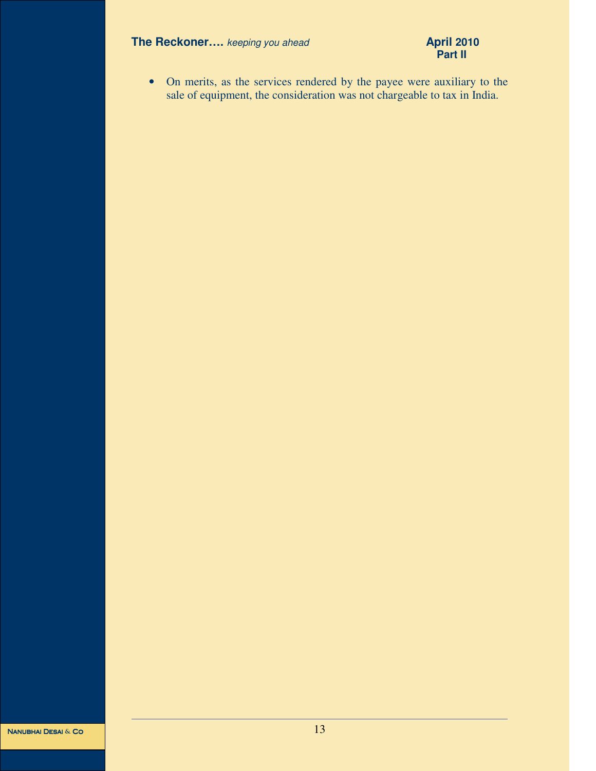- On merits, as the services rendered by the payee were auxiliary to the sale of equipment, the consideration was not chargeable to tax in India.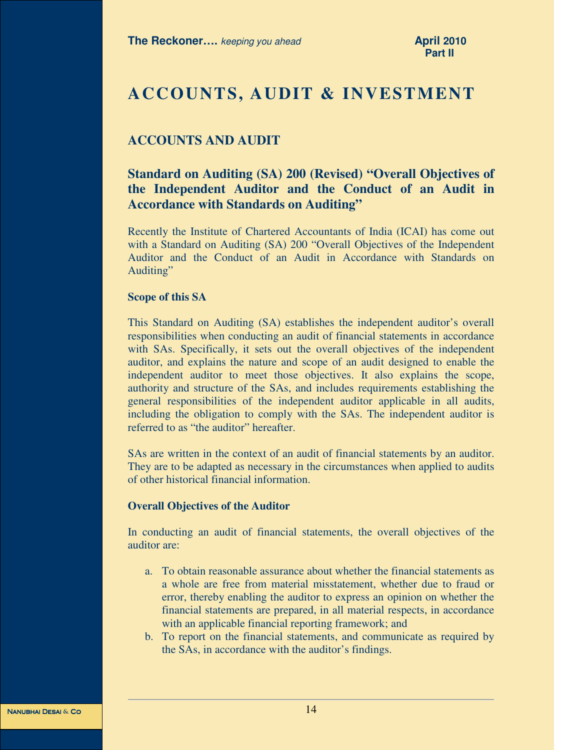# ACCOUNTS, AUDIT & INVESTMENT

## ACCOUNTS AND AUDIT

### Standard on Auditing (SA) 200 (Revised) "Overall Objectives of the Independent Auditor and the Conduct of an Audit in Accordance with Standards on Auditing"

Recently the Institute of Chartered Accountants of India (ICAI) has come out with a Standard on Auditing (SA) 200 "Overall Objectives of the Independent Auditor and the Conduct of an Audit in Accordance with Standards on Auditing"

**Scope of this SA**

This Standard on Auditing (SA) establishes the independent auditor's overall responsibilities when conducting an audit of financial statements in accordance with SAs. Specifically, it sets out the overall objectives of the independent auditor, and explains the nature and scope of an audit designed to enable the independent auditor to meet those objectives. It also explains the scope, authority and structure of the SAs, and includes requirements establishing the general responsibilities of the independent auditor applicable in all audits, including the obligation to comply with the SAs. The independent auditor is referred to as "the auditor" hereafter.

SAs are written in the context of an audit of financial statements by an auditor. They are to be adapted as necessary in the circumstances when applied to audits of other historical financial information.

**Overall Objectives of the Auditor**

In conducting an audit of financial statements, the overall objectives of the auditor are:

a. To obtain reasonable assurance about whether the financial statements as a whole are free from material misstatement, whether due to fraud or error, thereby enabling the auditor to express an opinion on whether the financial statements are prepared, in all material respects, in accordance with an applicable financial reporting framework; and
b. To report on the financial statements, and communicate as required by the SAs, in accordance with the auditor's findings.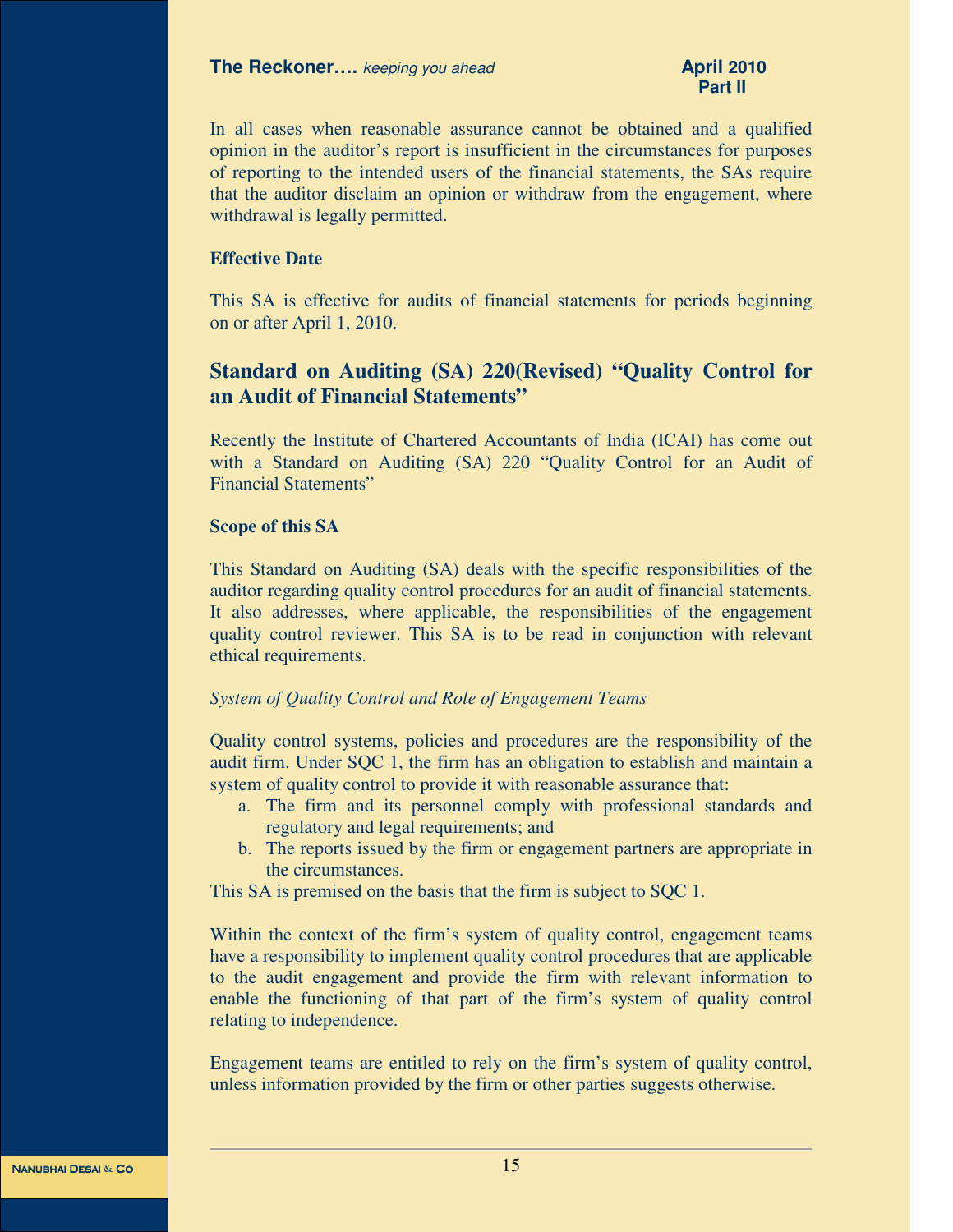In all cases when reasonable assurance cannot be obtained and a qualified opinion in the auditor's report is insufficient in the circumstances for purposes of reporting to the intended users of the financial statements, the SAs require that the auditor disclaim an opinion or withdraw from the engagement, where withdrawal is legally permitted.

**Effective Date**

This SA is effective for audits of financial statements for periods beginning on or after April 1, 2010.

## Standard on Auditing (SA) 220(Revised) "Quality Control for an Audit of Financial Statements"

Recently the Institute of Chartered Accountants of India (ICAI) has come out with a Standard on Auditing (SA) 220 "Quality Control for an Audit of Financial Statements"

**Scope of this SA**

This Standard on Auditing (SA) deals with the specific responsibilities of the auditor regarding quality control procedures for an audit of financial statements. It also addresses, where applicable, the responsibilities of the engagement quality control reviewer. This SA is to be read in conjunction with relevant ethical requirements.

*System of Quality Control and Role of Engagement Teams*

Quality control systems, policies and procedures are the responsibility of the audit firm. Under SQC 1, the firm has an obligation to establish and maintain a system of quality control to provide it with reasonable assurance that:

a. The firm and its personnel comply with professional standards and regulatory and legal requirements; and
b. The reports issued by the firm or engagement partners are appropriate in the circumstances.

This SA is premised on the basis that the firm is subject to SQC 1.

Within the context of the firm's system of quality control, engagement teams have a responsibility to implement quality control procedures that are applicable to the audit engagement and provide the firm with relevant information to enable the functioning of that part of the firm's system of quality control relating to independence.

Engagement teams are entitled to rely on the firm's system of quality control, unless information provided by the firm or other parties suggests otherwise.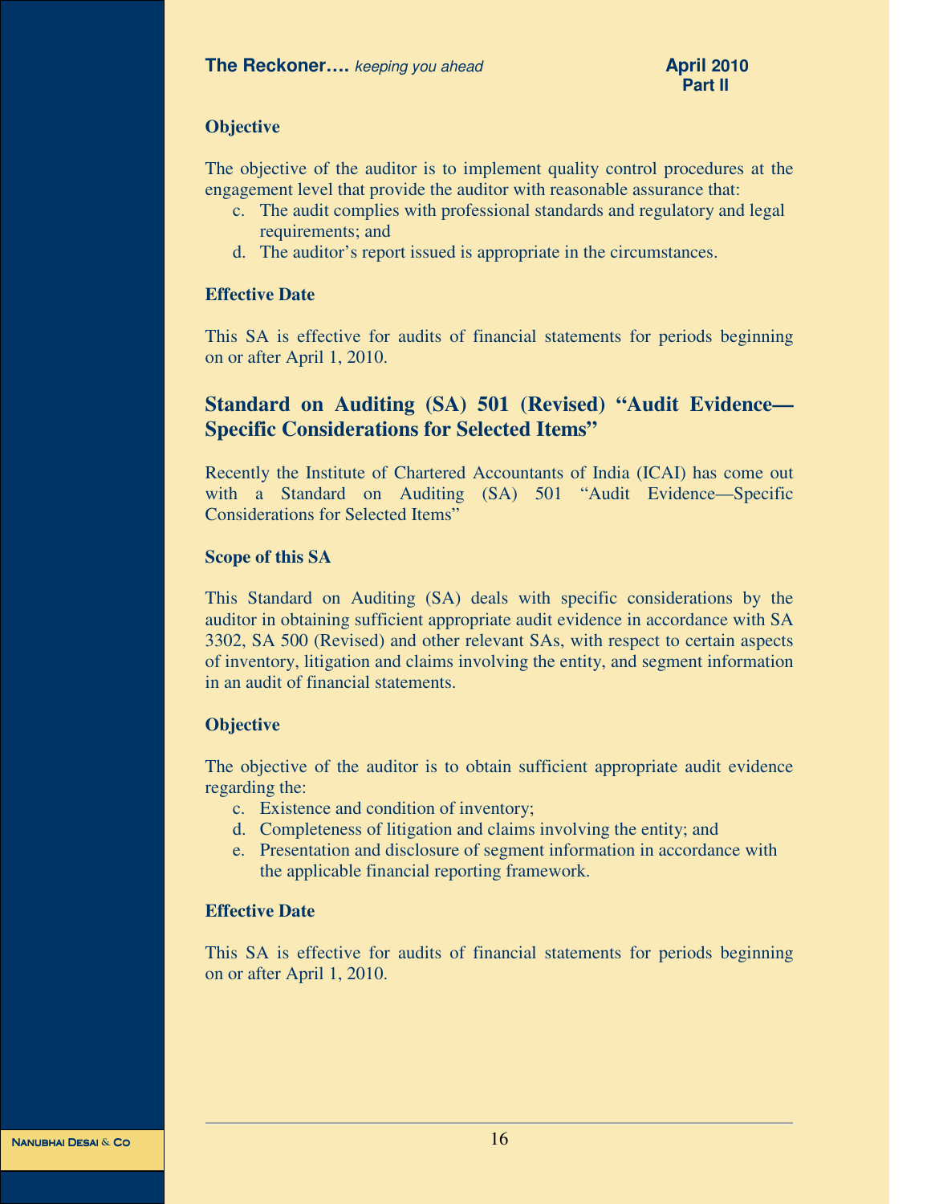**Objective**

The objective of the auditor is to implement quality control procedures at the engagement level that provide the auditor with reasonable assurance that:

c. The audit complies with professional standards and regulatory and legal requirements; and
d. The auditor's report issued is appropriate in the circumstances.

**Effective Date**

This SA is effective for audits of financial statements for periods beginning on or after April 1, 2010.

## Standard on Auditing (SA) 501 (Revised) "Audit Evidence—Specific Considerations for Selected Items"

Recently the Institute of Chartered Accountants of India (ICAI) has come out with a Standard on Auditing (SA) 501 "Audit Evidence—Specific Considerations for Selected Items"

**Scope of this SA**

This Standard on Auditing (SA) deals with specific considerations by the auditor in obtaining sufficient appropriate audit evidence in accordance with SA 3302, SA 500 (Revised) and other relevant SAs, with respect to certain aspects of inventory, litigation and claims involving the entity, and segment information in an audit of financial statements.

**Objective**

The objective of the auditor is to obtain sufficient appropriate audit evidence regarding the:

c. Existence and condition of inventory;
d. Completeness of litigation and claims involving the entity; and
e. Presentation and disclosure of segment information in accordance with the applicable financial reporting framework.

**Effective Date**

This SA is effective for audits of financial statements for periods beginning on or after April 1, 2010.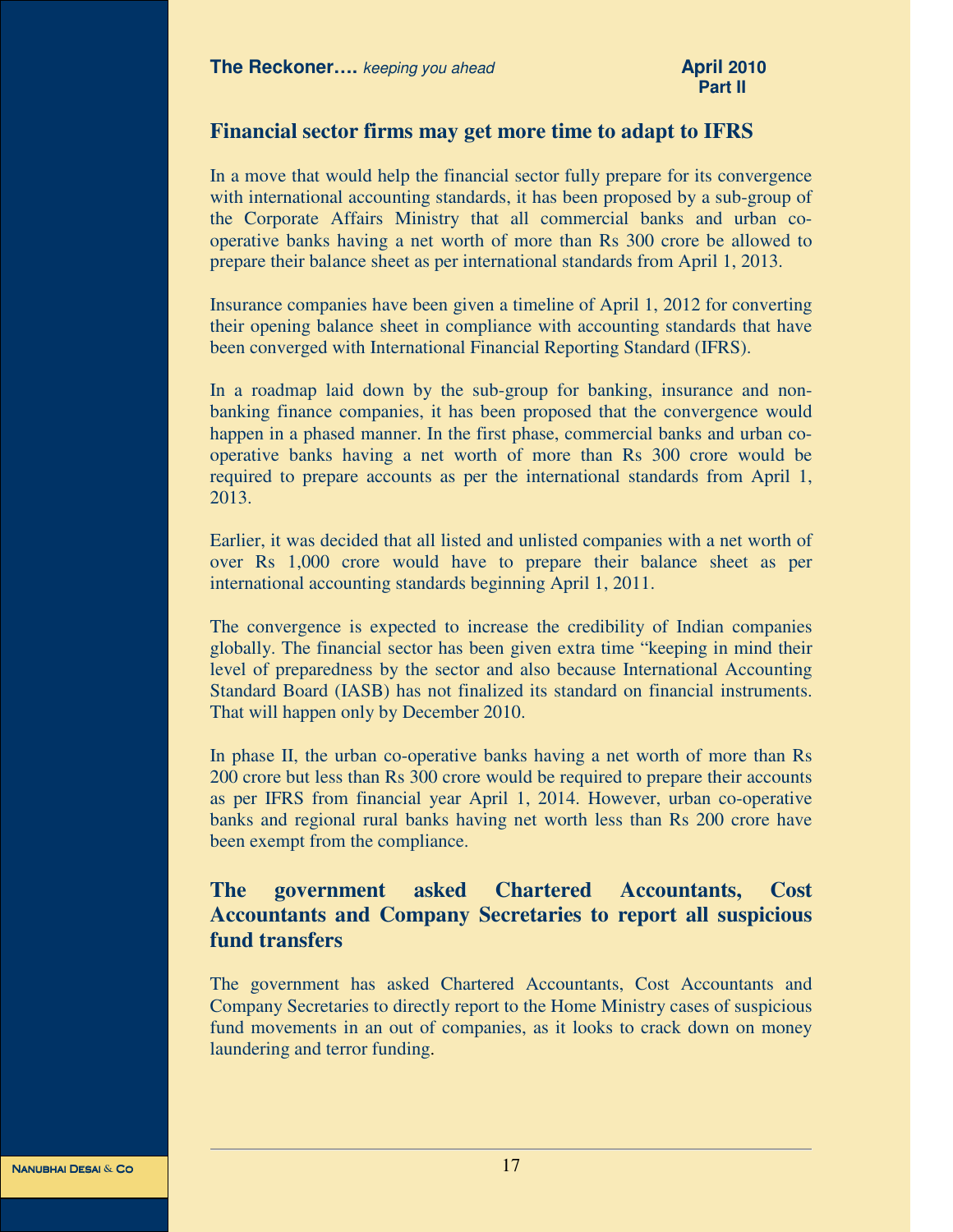## Financial sector firms may get more time to adapt to IFRS

In a move that would help the financial sector fully prepare for its convergence with international accounting standards, it has been proposed by a sub-group of the Corporate Affairs Ministry that all commercial banks and urban co-operative banks having a net worth of more than Rs 300 crore be allowed to prepare their balance sheet as per international standards from April 1, 2013.

Insurance companies have been given a timeline of April 1, 2012 for converting their opening balance sheet in compliance with accounting standards that have been converged with International Financial Reporting Standard (IFRS).

In a roadmap laid down by the sub-group for banking, insurance and non-banking finance companies, it has been proposed that the convergence would happen in a phased manner. In the first phase, commercial banks and urban co-operative banks having a net worth of more than Rs 300 crore would be required to prepare accounts as per the international standards from April 1, 2013.

Earlier, it was decided that all listed and unlisted companies with a net worth of over Rs 1,000 crore would have to prepare their balance sheet as per international accounting standards beginning April 1, 2011.

The convergence is expected to increase the credibility of Indian companies globally. The financial sector has been given extra time "keeping in mind their level of preparedness by the sector and also because International Accounting Standard Board (IASB) has not finalized its standard on financial instruments. That will happen only by December 2010.

In phase II, the urban co-operative banks having a net worth of more than Rs 200 crore but less than Rs 300 crore would be required to prepare their accounts as per IFRS from financial year April 1, 2014. However, urban co-operative banks and regional rural banks having net worth less than Rs 200 crore have been exempt from the compliance.

## The government asked Chartered Accountants, Cost Accountants and Company Secretaries to report all suspicious fund transfers

The government has asked Chartered Accountants, Cost Accountants and Company Secretaries to directly report to the Home Ministry cases of suspicious fund movements in an out of companies, as it looks to crack down on money laundering and terror funding.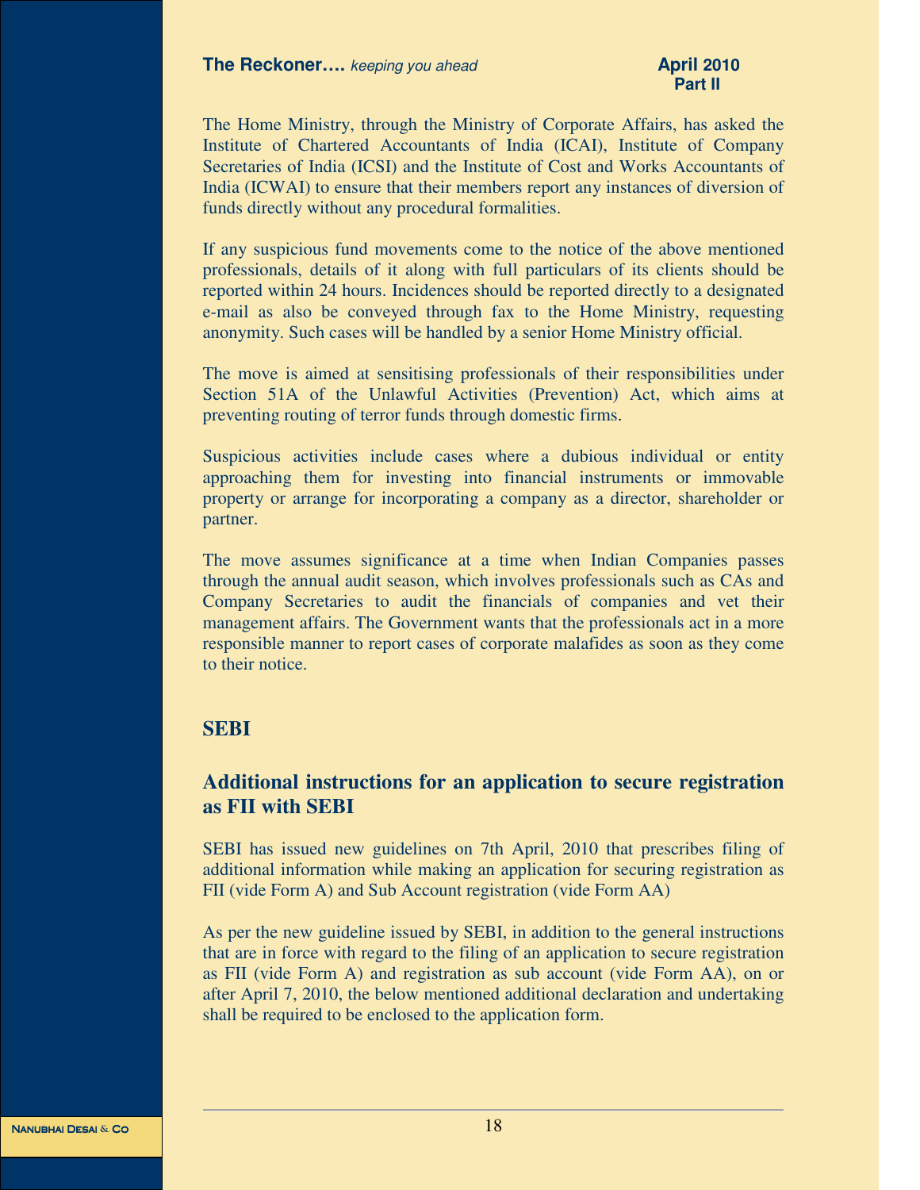The Home Ministry, through the Ministry of Corporate Affairs, has asked the Institute of Chartered Accountants of India (ICAI), Institute of Company Secretaries of India (ICSI) and the Institute of Cost and Works Accountants of India (ICWAI) to ensure that their members report any instances of diversion of funds directly without any procedural formalities.

If any suspicious fund movements come to the notice of the above mentioned professionals, details of it along with full particulars of its clients should be reported within 24 hours. Incidences should be reported directly to a designated e-mail as also be conveyed through fax to the Home Ministry, requesting anonymity. Such cases will be handled by a senior Home Ministry official.

The move is aimed at sensitising professionals of their responsibilities under Section 51A of the Unlawful Activities (Prevention) Act, which aims at preventing routing of terror funds through domestic firms.

Suspicious activities include cases where a dubious individual or entity approaching them for investing into financial instruments or immovable property or arrange for incorporating a company as a director, shareholder or partner.

The move assumes significance at a time when Indian Companies passes through the annual audit season, which involves professionals such as CAs and Company Secretaries to audit the financials of companies and vet their management affairs. The Government wants that the professionals act in a more responsible manner to report cases of corporate malafides as soon as they come to their notice.

## SEBI

### Additional instructions for an application to secure registration as FII with SEBI

SEBI has issued new guidelines on 7th April, 2010 that prescribes filing of additional information while making an application for securing registration as FII (vide Form A) and Sub Account registration (vide Form AA)

As per the new guideline issued by SEBI, in addition to the general instructions that are in force with regard to the filing of an application to secure registration as FII (vide Form A) and registration as sub account (vide Form AA), on or after April 7, 2010, the below mentioned additional declaration and undertaking shall be required to be enclosed to the application form.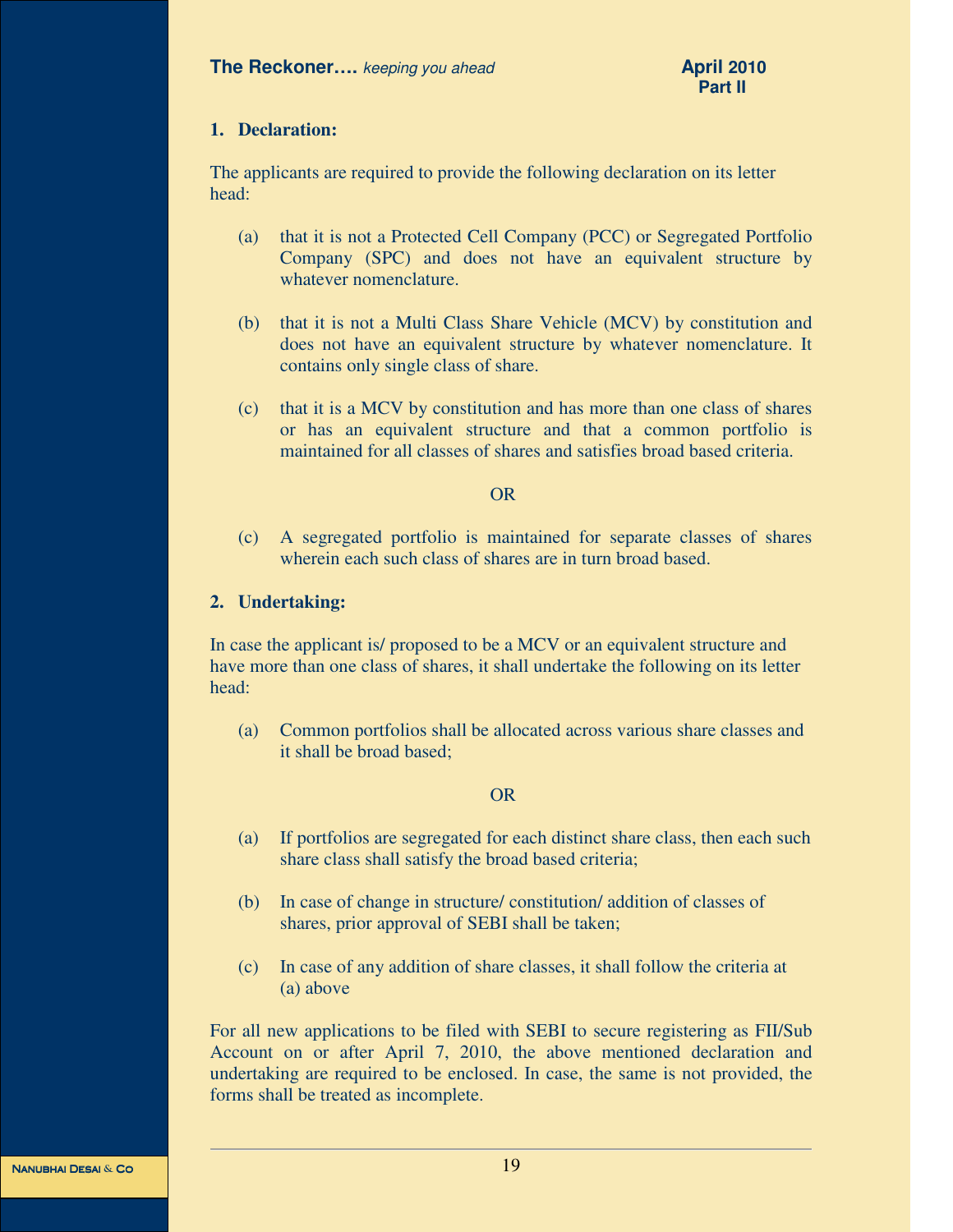1. **Declaration:**

The applicants are required to provide the following declaration on its letter head:

(a) that it is not a Protected Cell Company (PCC) or Segregated Portfolio Company (SPC) and does not have an equivalent structure by whatever nomenclature.

(b) that it is not a Multi Class Share Vehicle (MCV) by constitution and does not have an equivalent structure by whatever nomenclature. It contains only single class of share.

(c) that it is a MCV by constitution and has more than one class of shares or has an equivalent structure and that a common portfolio is maintained for all classes of shares and satisfies broad based criteria.

OR

(c) A segregated portfolio is maintained for separate classes of shares wherein each such class of shares are in turn broad based.

2. **Undertaking:**

In case the applicant is/ proposed to be a MCV or an equivalent structure and have more than one class of shares, it shall undertake the following on its letter head:

(a) Common portfolios shall be allocated across various share classes and it shall be broad based;

OR

(a) If portfolios are segregated for each distinct share class, then each such share class shall satisfy the broad based criteria;

(b) In case of change in structure/ constitution/ addition of classes of shares, prior approval of SEBI shall be taken;

(c) In case of any addition of share classes, it shall follow the criteria at (a) above

For all new applications to be filed with SEBI to secure registering as FII/Sub Account on or after April 7, 2010, the above mentioned declaration and undertaking are required to be enclosed. In case, the same is not provided, the forms shall be treated as incomplete.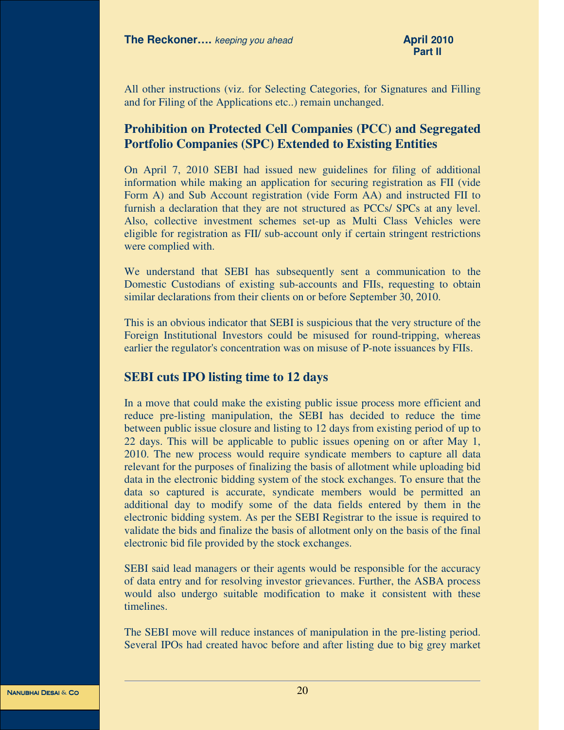All other instructions (viz. for Selecting Categories, for Signatures and Filling and for Filing of the Applications etc..) remain unchanged.

## Prohibition on Protected Cell Companies (PCC) and Segregated Portfolio Companies (SPC) Extended to Existing Entities

On April 7, 2010 SEBI had issued new guidelines for filing of additional information while making an application for securing registration as FII (vide Form A) and Sub Account registration (vide Form AA) and instructed FII to furnish a declaration that they are not structured as PCCs/ SPCs at any level. Also, collective investment schemes set-up as Multi Class Vehicles were eligible for registration as FII/ sub-account only if certain stringent restrictions were complied with.

We understand that SEBI has subsequently sent a communication to the Domestic Custodians of existing sub-accounts and FIIs, requesting to obtain similar declarations from their clients on or before September 30, 2010.

This is an obvious indicator that SEBI is suspicious that the very structure of the Foreign Institutional Investors could be misused for round-tripping, whereas earlier the regulator's concentration was on misuse of P-note issuances by FIIs.

## SEBI cuts IPO listing time to 12 days

In a move that could make the existing public issue process more efficient and reduce pre-listing manipulation, the SEBI has decided to reduce the time between public issue closure and listing to 12 days from existing period of up to 22 days. This will be applicable to public issues opening on or after May 1, 2010. The new process would require syndicate members to capture all data relevant for the purposes of finalizing the basis of allotment while uploading bid data in the electronic bidding system of the stock exchanges. To ensure that the data so captured is accurate, syndicate members would be permitted an additional day to modify some of the data fields entered by them in the electronic bidding system. As per the SEBI Registrar to the issue is required to validate the bids and finalize the basis of allotment only on the basis of the final electronic bid file provided by the stock exchanges.

SEBI said lead managers or their agents would be responsible for the accuracy of data entry and for resolving investor grievances. Further, the ASBA process would also undergo suitable modification to make it consistent with these timelines.

The SEBI move will reduce instances of manipulation in the pre-listing period. Several IPOs had created havoc before and after listing due to big grey market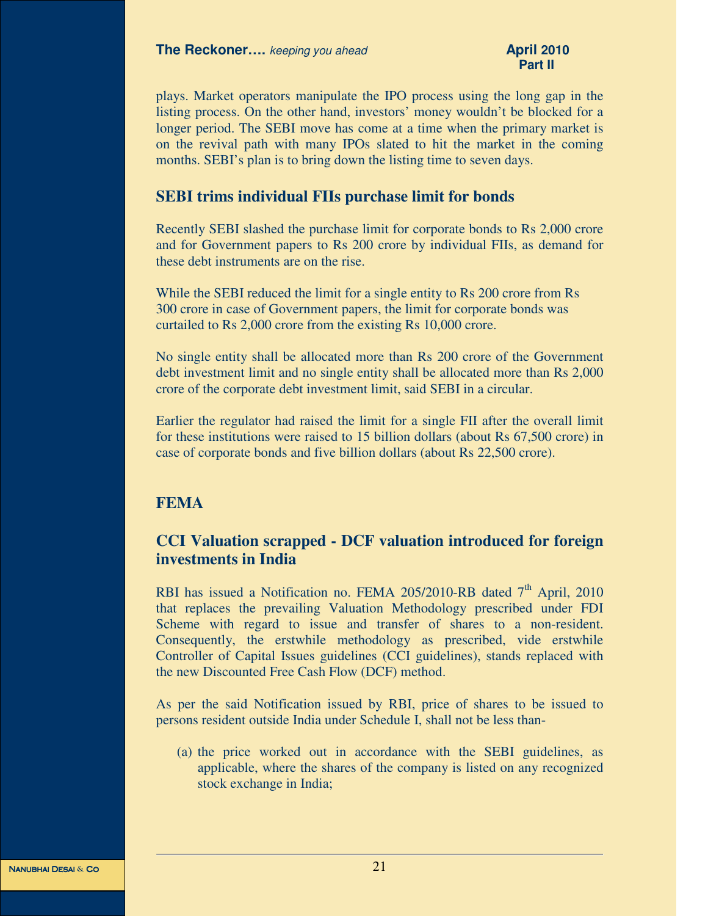plays. Market operators manipulate the IPO process using the long gap in the listing process. On the other hand, investors' money wouldn't be blocked for a longer period. The SEBI move has come at a time when the primary market is on the revival path with many IPOs slated to hit the market in the coming months. SEBI's plan is to bring down the listing time to seven days.

## SEBI trims individual FIIs purchase limit for bonds

Recently SEBI slashed the purchase limit for corporate bonds to Rs 2,000 crore and for Government papers to Rs 200 crore by individual FIIs, as demand for these debt instruments are on the rise.

While the SEBI reduced the limit for a single entity to Rs 200 crore from Rs 300 crore in case of Government papers, the limit for corporate bonds was curtailed to Rs 2,000 crore from the existing Rs 10,000 crore.

No single entity shall be allocated more than Rs 200 crore of the Government debt investment limit and no single entity shall be allocated more than Rs 2,000 crore of the corporate debt investment limit, said SEBI in a circular.

Earlier the regulator had raised the limit for a single FII after the overall limit for these institutions were raised to 15 billion dollars (about Rs 67,500 crore) in case of corporate bonds and five billion dollars (about Rs 22,500 crore).

# FEMA

## CCI Valuation scrapped - DCF valuation introduced for foreign investments in India

RBI has issued a Notification no. FEMA 205/2010-RB dated 7th April, 2010 that replaces the prevailing Valuation Methodology prescribed under FDI Scheme with regard to issue and transfer of shares to a non-resident. Consequently, the erstwhile methodology as prescribed, vide erstwhile Controller of Capital Issues guidelines (CCI guidelines), stands replaced with the new Discounted Free Cash Flow (DCF) method.

As per the said Notification issued by RBI, price of shares to be issued to persons resident outside India under Schedule I, shall not be less than-

(a) the price worked out in accordance with the SEBI guidelines, as applicable, where the shares of the company is listed on any recognized stock exchange in India;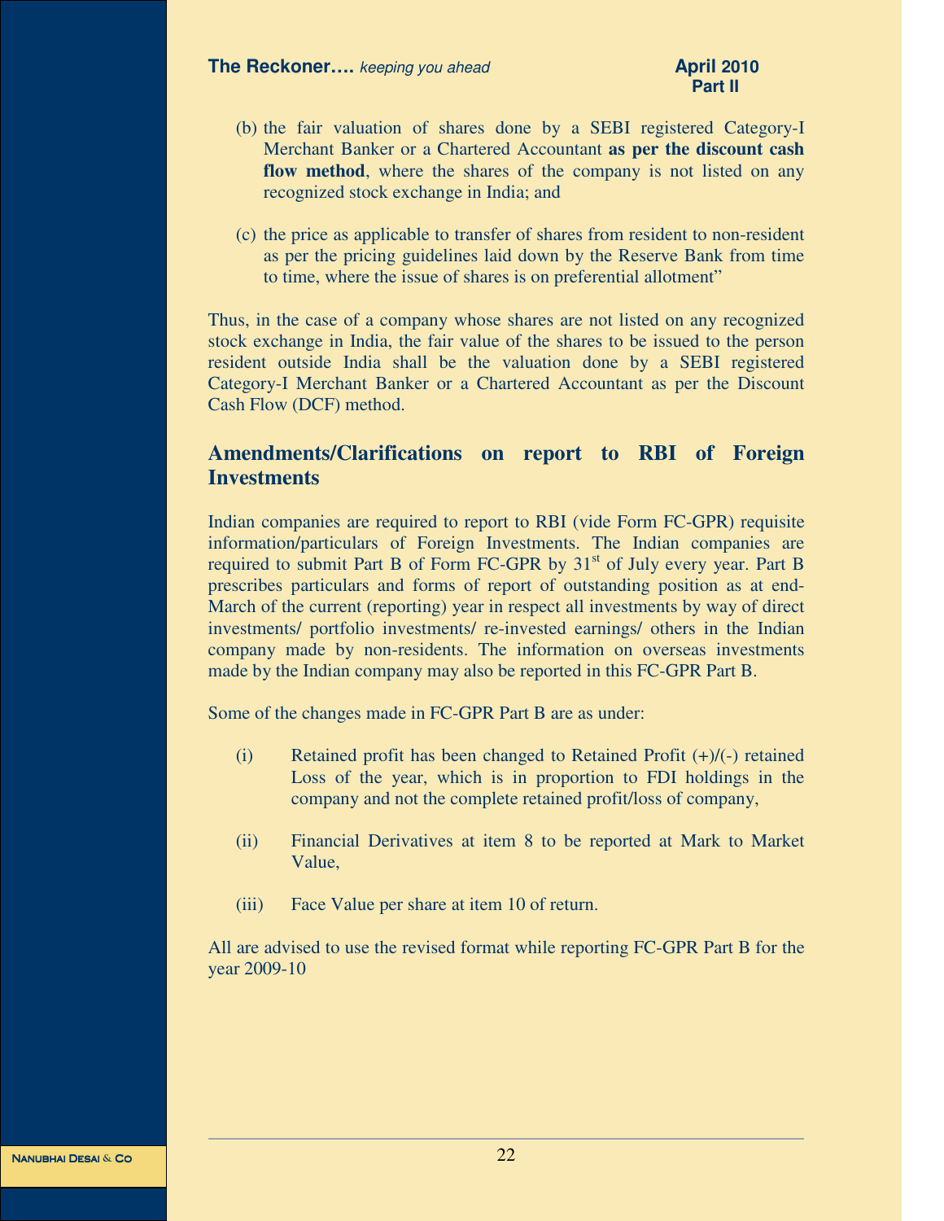(b) the fair valuation of shares done by a SEBI registered Category-I Merchant Banker or a Chartered Accountant **as per the discount cash flow method**, where the shares of the company is not listed on any recognized stock exchange in India; and

(c) the price as applicable to transfer of shares from resident to non-resident as per the pricing guidelines laid down by the Reserve Bank from time to time, where the issue of shares is on preferential allotment"

Thus, in the case of a company whose shares are not listed on any recognized stock exchange in India, the fair value of the shares to be issued to the person resident outside India shall be the valuation done by a SEBI registered Category-I Merchant Banker or a Chartered Accountant as per the Discount Cash Flow (DCF) method.

## Amendments/Clarifications on report to RBI of Foreign Investments

Indian companies are required to report to RBI (vide Form FC-GPR) requisite information/particulars of Foreign Investments. The Indian companies are required to submit Part B of Form FC-GPR by 31st of July every year. Part B prescribes particulars and forms of report of outstanding position as at end-March of the current (reporting) year in respect all investments by way of direct investments/ portfolio investments/ re-invested earnings/ others in the Indian company made by non-residents. The information on overseas investments made by the Indian company may also be reported in this FC-GPR Part B.

Some of the changes made in FC-GPR Part B are as under:

(i) Retained profit has been changed to Retained Profit (+)/(-) retained Loss of the year, which is in proportion to FDI holdings in the company and not the complete retained profit/loss of company,

(ii) Financial Derivatives at item 8 to be reported at Mark to Market Value,

(iii) Face Value per share at item 10 of return.

All are advised to use the revised format while reporting FC-GPR Part B for the year 2009-10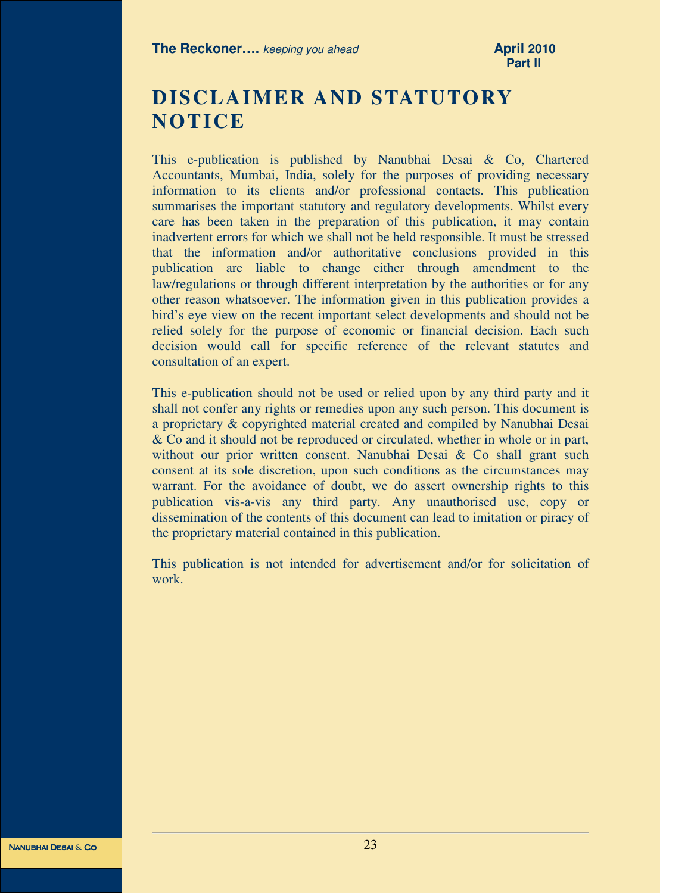# DISCLAIMER AND STATUTORY NOTICE

This e-publication is published by Nanubhai Desai & Co, Chartered Accountants, Mumbai, India, solely for the purposes of providing necessary information to its clients and/or professional contacts. This publication summarises the important statutory and regulatory developments. Whilst every care has been taken in the preparation of this publication, it may contain inadvertent errors for which we shall not be held responsible. It must be stressed that the information and/or authoritative conclusions provided in this publication are liable to change either through amendment to the law/regulations or through different interpretation by the authorities or for any other reason whatsoever. The information given in this publication provides a bird's eye view on the recent important select developments and should not be relied solely for the purpose of economic or financial decision. Each such decision would call for specific reference of the relevant statutes and consultation of an expert.

This e-publication should not be used or relied upon by any third party and it shall not confer any rights or remedies upon any such person. This document is a proprietary & copyrighted material created and compiled by Nanubhai Desai & Co and it should not be reproduced or circulated, whether in whole or in part, without our prior written consent. Nanubhai Desai & Co shall grant such consent at its sole discretion, upon such conditions as the circumstances may warrant. For the avoidance of doubt, we do assert ownership rights to this publication vis-a-vis any third party. Any unauthorised use, copy or dissemination of the contents of this document can lead to imitation or piracy of the proprietary material contained in this publication.

This publication is not intended for advertisement and/or for solicitation of work.